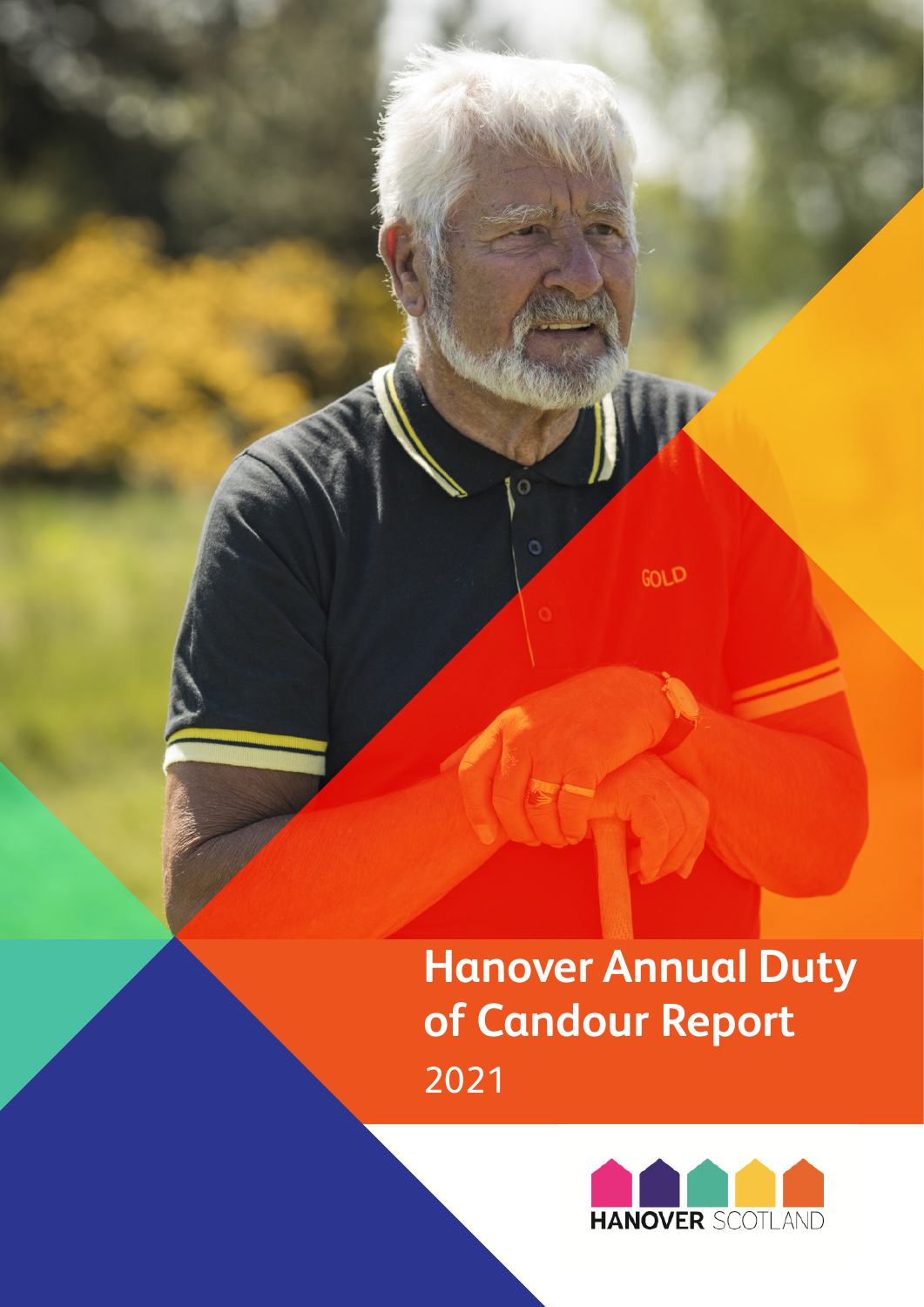# Hanover Annual Duty of Candour Report

2021

HANOVER SCOTLAND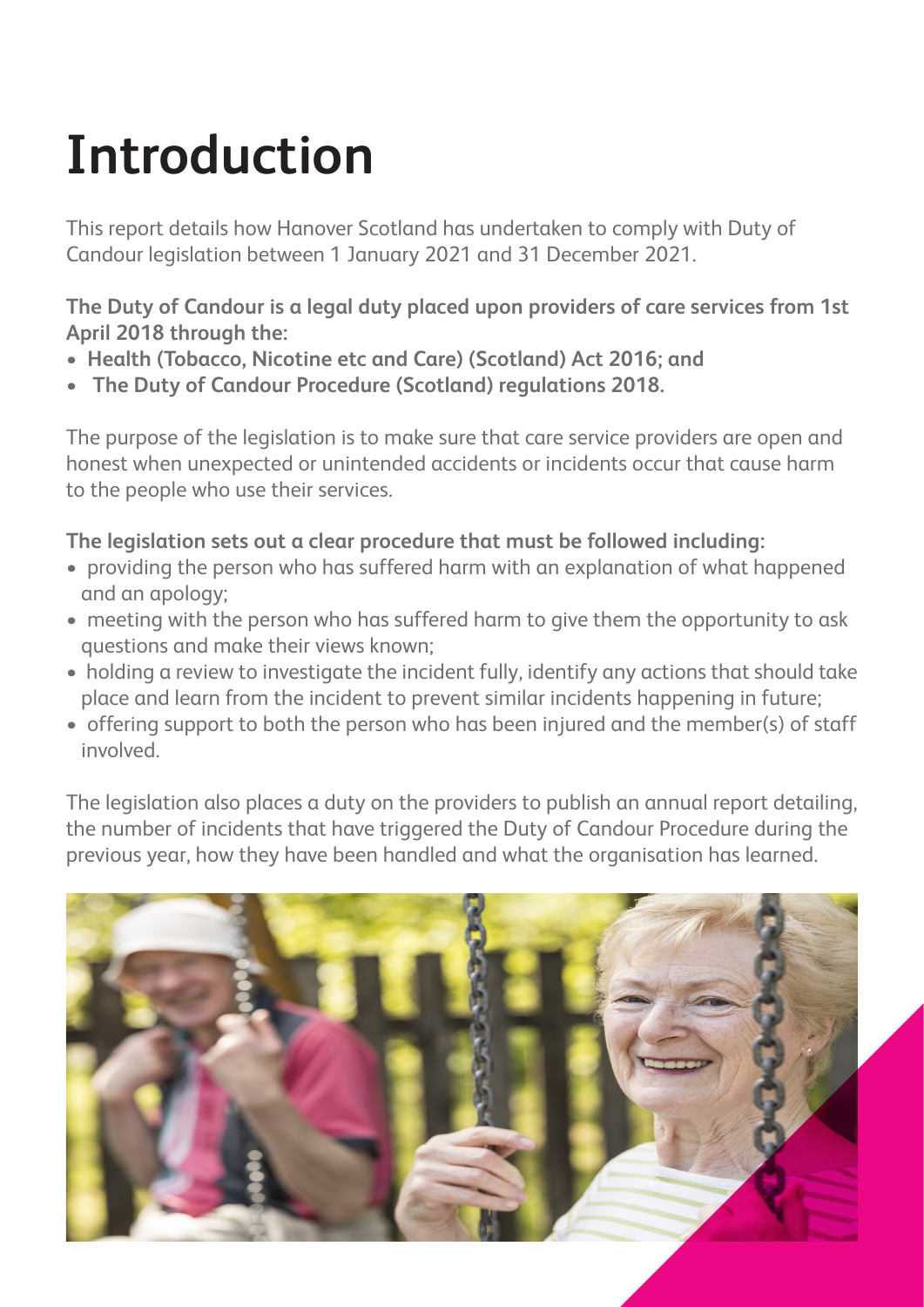# Introduction

This report details how Hanover Scotland has undertaken to comply with Duty of Candour legislation between 1 January 2021 and 31 December 2021.

**The Duty of Candour is a legal duty placed upon providers of care services from 1st April 2018 through the:**

- **Health (Tobacco, Nicotine etc and Care) (Scotland) Act 2016; and**
- **The Duty of Candour Procedure (Scotland) regulations 2018.**

The purpose of the legislation is to make sure that care service providers are open and honest when unexpected or unintended accidents or incidents occur that cause harm to the people who use their services.

**The legislation sets out a clear procedure that must be followed including:**

- providing the person who has suffered harm with an explanation of what happened and an apology;
- meeting with the person who has suffered harm to give them the opportunity to ask questions and make their views known;
- holding a review to investigate the incident fully, identify any actions that should take place and learn from the incident to prevent similar incidents happening in future;
- offering support to both the person who has been injured and the member(s) of staff involved.

The legislation also places a duty on the providers to publish an annual report detailing, the number of incidents that have triggered the Duty of Candour Procedure during the previous year, how they have been handled and what the organisation has learned.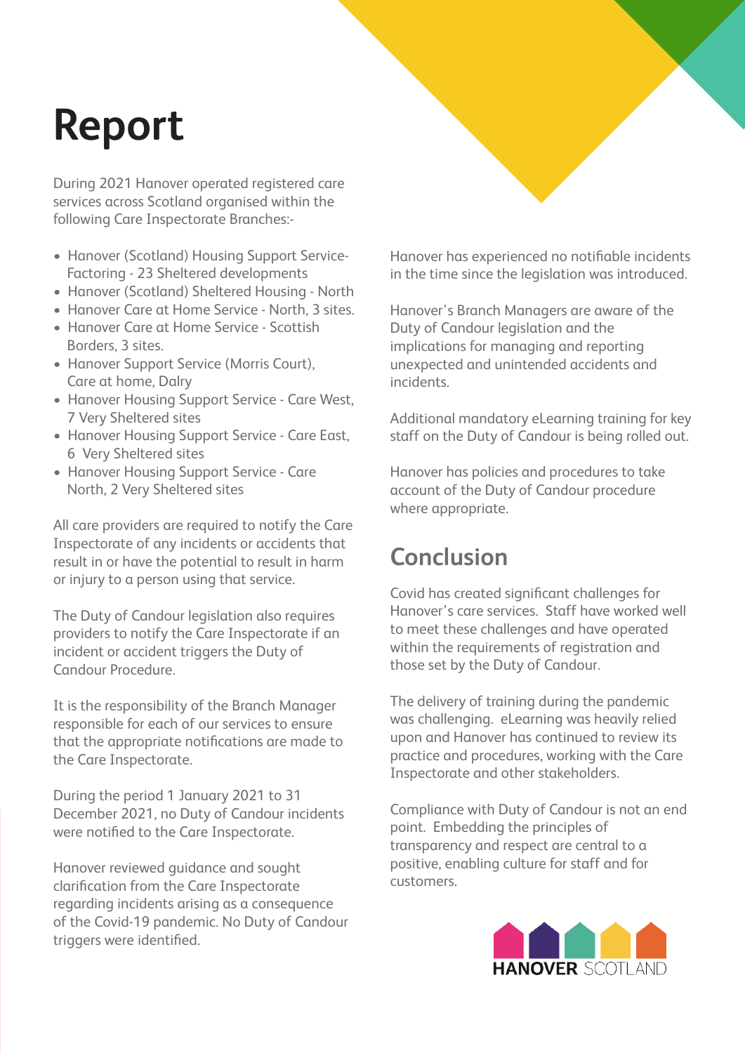# Report

During 2021 Hanover operated registered care services across Scotland organised within the following Care Inspectorate Branches:-

- Hanover (Scotland) Housing Support Service- Factoring - 23 Sheltered developments
- Hanover (Scotland) Sheltered Housing - North
- Hanover Care at Home Service - North, 3 sites.
- Hanover Care at Home Service - Scottish Borders, 3 sites.
- Hanover Support Service (Morris Court), Care at home, Dalry
- Hanover Housing Support Service - Care West, 7 Very Sheltered sites
- Hanover Housing Support Service - Care East, 6 Very Sheltered sites
- Hanover Housing Support Service - Care North, 2 Very Sheltered sites

All care providers are required to notify the Care Inspectorate of any incidents or accidents that result in or have the potential to result in harm or injury to a person using that service.

The Duty of Candour legislation also requires providers to notify the Care Inspectorate if an incident or accident triggers the Duty of Candour Procedure.

It is the responsibility of the Branch Manager responsible for each of our services to ensure that the appropriate notifications are made to the Care Inspectorate.

During the period 1 January 2021 to 31 December 2021, no Duty of Candour incidents were notified to the Care Inspectorate.

Hanover reviewed guidance and sought clarification from the Care Inspectorate regarding incidents arising as a consequence of the Covid-19 pandemic. No Duty of Candour triggers were identified.

Hanover has experienced no notifiable incidents in the time since the legislation was introduced.

Hanover's Branch Managers are aware of the Duty of Candour legislation and the implications for managing and reporting unexpected and unintended accidents and incidents.

Additional mandatory eLearning training for key staff on the Duty of Candour is being rolled out.

Hanover has policies and procedures to take account of the Duty of Candour procedure where appropriate.

## Conclusion

Covid has created significant challenges for Hanover's care services. Staff have worked well to meet these challenges and have operated within the requirements of registration and those set by the Duty of Candour.

The delivery of training during the pandemic was challenging. eLearning was heavily relied upon and Hanover has continued to review its practice and procedures, working with the Care Inspectorate and other stakeholders.

Compliance with Duty of Candour is not an end point. Embedding the principles of transparency and respect are central to a positive, enabling culture for staff and for customers.

HANOVER SCOTLAND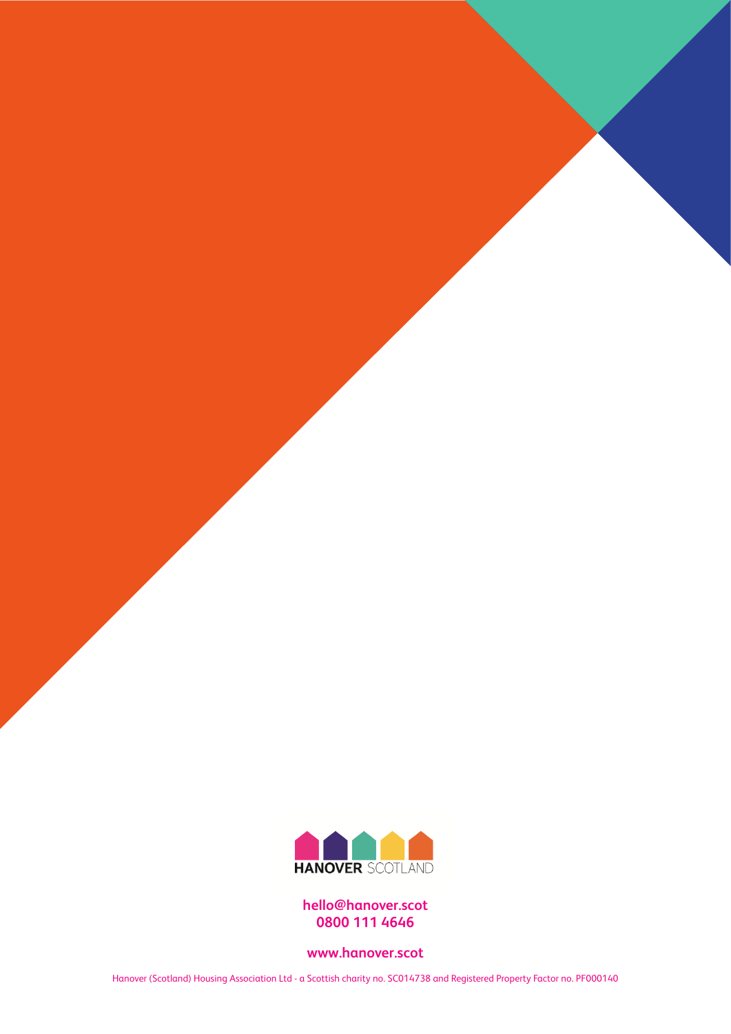HANOVER SCOTLAND

**hello@hanover.scot**
**0800 111 4646**

**www.hanover.scot**

Hanover (Scotland) Housing Association Ltd - a Scottish charity no. SC014738 and Registered Property Factor no. PF000140